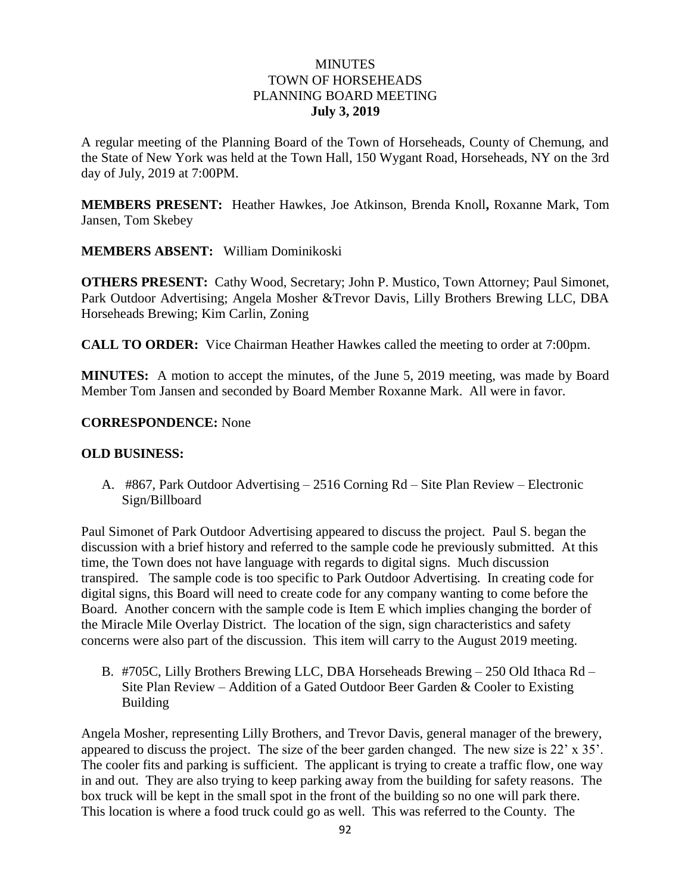# MINUTES
## TOWN OF HORSEHEADS
## PLANNING BOARD MEETING
## July 3, 2019

A regular meeting of the Planning Board of the Town of Horseheads, County of Chemung, and the State of New York was held at the Town Hall, 150 Wygant Road, Horseheads, NY on the 3rd day of July, 2019 at 7:00PM.

**MEMBERS PRESENT:** Heather Hawkes, Joe Atkinson, Brenda Knoll**,** Roxanne Mark, Tom Jansen, Tom Skebey

**MEMBERS ABSENT:** William Dominikoski

**OTHERS PRESENT:** Cathy Wood, Secretary; John P. Mustico, Town Attorney; Paul Simonet, Park Outdoor Advertising; Angela Mosher &Trevor Davis, Lilly Brothers Brewing LLC, DBA Horseheads Brewing; Kim Carlin, Zoning

**CALL TO ORDER:** Vice Chairman Heather Hawkes called the meeting to order at 7:00pm.

**MINUTES:** A motion to accept the minutes, of the June 5, 2019 meeting, was made by Board Member Tom Jansen and seconded by Board Member Roxanne Mark. All were in favor.

**CORRESPONDENCE:** None

**OLD BUSINESS:**

A. #867, Park Outdoor Advertising – 2516 Corning Rd – Site Plan Review – Electronic Sign/Billboard

Paul Simonet of Park Outdoor Advertising appeared to discuss the project. Paul S. began the discussion with a brief history and referred to the sample code he previously submitted. At this time, the Town does not have language with regards to digital signs. Much discussion transpired. The sample code is too specific to Park Outdoor Advertising. In creating code for digital signs, this Board will need to create code for any company wanting to come before the Board. Another concern with the sample code is Item E which implies changing the border of the Miracle Mile Overlay District. The location of the sign, sign characteristics and safety concerns were also part of the discussion. This item will carry to the August 2019 meeting.

B. #705C, Lilly Brothers Brewing LLC, DBA Horseheads Brewing – 250 Old Ithaca Rd – Site Plan Review – Addition of a Gated Outdoor Beer Garden & Cooler to Existing Building

Angela Mosher, representing Lilly Brothers, and Trevor Davis, general manager of the brewery, appeared to discuss the project. The size of the beer garden changed. The new size is 22' x 35'. The cooler fits and parking is sufficient. The applicant is trying to create a traffic flow, one way in and out. They are also trying to keep parking away from the building for safety reasons. The box truck will be kept in the small spot in the front of the building so no one will park there. This location is where a food truck could go as well. This was referred to the County. The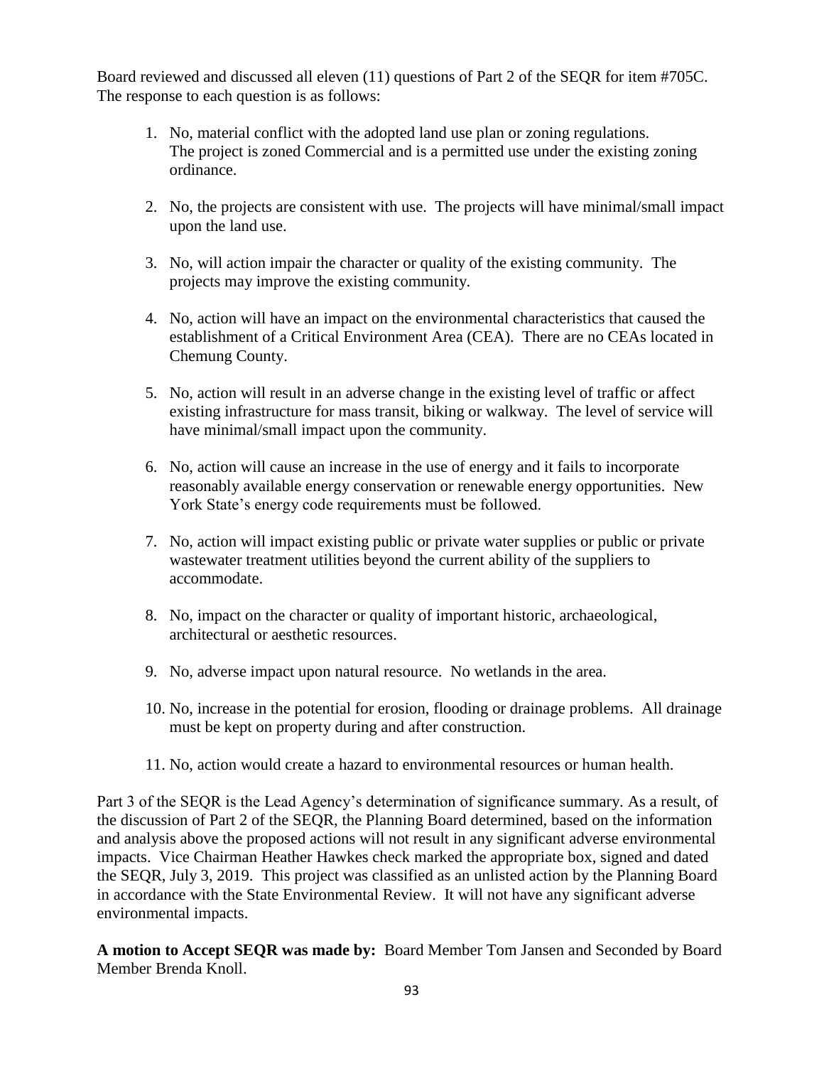Board reviewed and discussed all eleven (11) questions of Part 2 of the SEQR for item #705C. The response to each question is as follows:

1. No, material conflict with the adopted land use plan or zoning regulations. The project is zoned Commercial and is a permitted use under the existing zoning ordinance.

2. No, the projects are consistent with use. The projects will have minimal/small impact upon the land use.

3. No, will action impair the character or quality of the existing community. The projects may improve the existing community.

4. No, action will have an impact on the environmental characteristics that caused the establishment of a Critical Environment Area (CEA). There are no CEAs located in Chemung County.

5. No, action will result in an adverse change in the existing level of traffic or affect existing infrastructure for mass transit, biking or walkway. The level of service will have minimal/small impact upon the community.

6. No, action will cause an increase in the use of energy and it fails to incorporate reasonably available energy conservation or renewable energy opportunities. New York State's energy code requirements must be followed.

7. No, action will impact existing public or private water supplies or public or private wastewater treatment utilities beyond the current ability of the suppliers to accommodate.

8. No, impact on the character or quality of important historic, archaeological, architectural or aesthetic resources.

9. No, adverse impact upon natural resource. No wetlands in the area.

10. No, increase in the potential for erosion, flooding or drainage problems. All drainage must be kept on property during and after construction.

11. No, action would create a hazard to environmental resources or human health.

Part 3 of the SEQR is the Lead Agency's determination of significance summary. As a result, of the discussion of Part 2 of the SEQR, the Planning Board determined, based on the information and analysis above the proposed actions will not result in any significant adverse environmental impacts. Vice Chairman Heather Hawkes check marked the appropriate box, signed and dated the SEQR, July 3, 2019. This project was classified as an unlisted action by the Planning Board in accordance with the State Environmental Review. It will not have any significant adverse environmental impacts.

**A motion to Accept SEQR was made by:** Board Member Tom Jansen and Seconded by Board Member Brenda Knoll.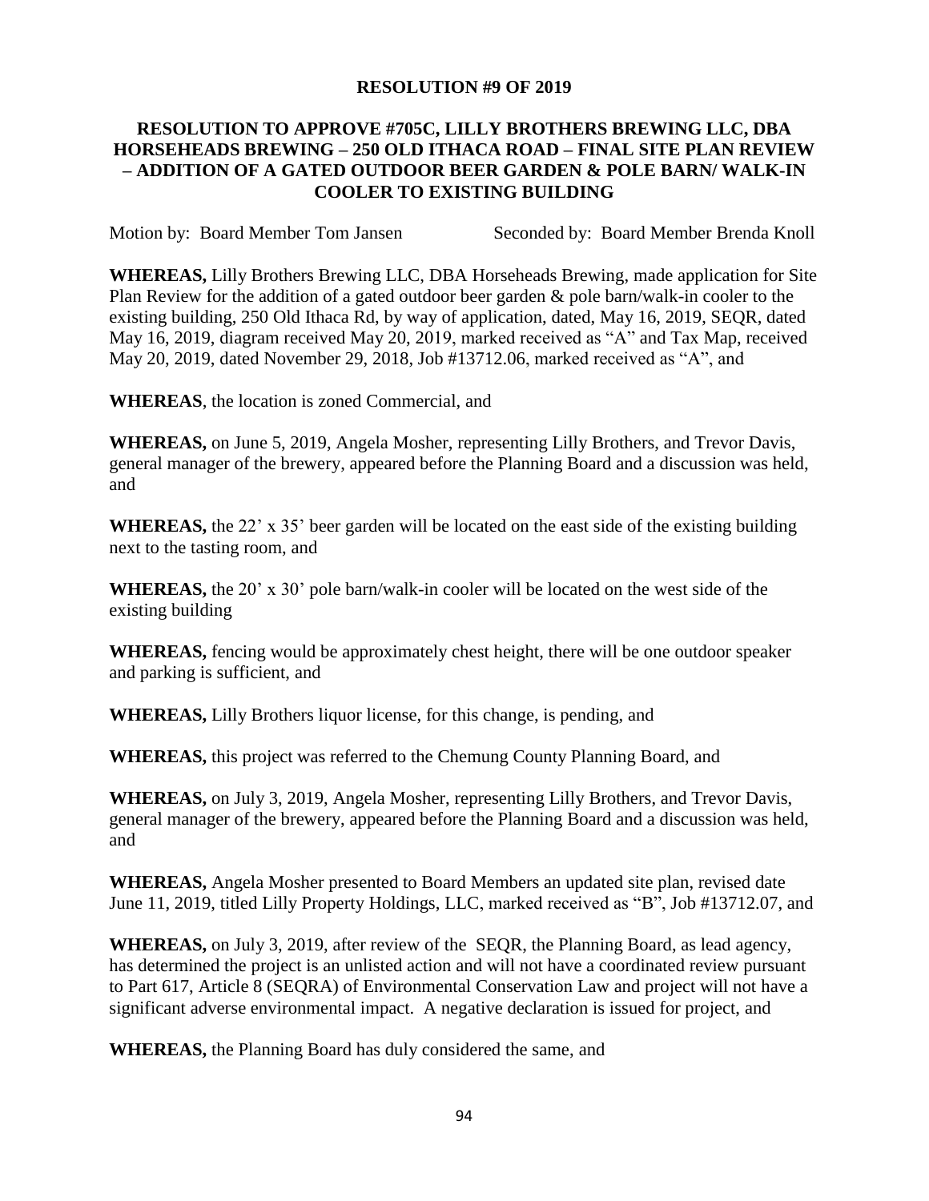# RESOLUTION #9 OF 2019

## RESOLUTION TO APPROVE #705C, LILLY BROTHERS BREWING LLC, DBA HORSEHEADS BREWING – 250 OLD ITHACA ROAD – FINAL SITE PLAN REVIEW – ADDITION OF A GATED OUTDOOR BEER GARDEN & POLE BARN/ WALK-IN COOLER TO EXISTING BUILDING

Motion by: Board Member Tom Jansen Seconded by: Board Member Brenda Knoll

**WHEREAS,** Lilly Brothers Brewing LLC, DBA Horseheads Brewing, made application for Site Plan Review for the addition of a gated outdoor beer garden & pole barn/walk-in cooler to the existing building, 250 Old Ithaca Rd, by way of application, dated, May 16, 2019, SEQR, dated May 16, 2019, diagram received May 20, 2019, marked received as "A" and Tax Map, received May 20, 2019, dated November 29, 2018, Job #13712.06, marked received as "A", and

**WHEREAS**, the location is zoned Commercial, and

**WHEREAS,** on June 5, 2019, Angela Mosher, representing Lilly Brothers, and Trevor Davis, general manager of the brewery, appeared before the Planning Board and a discussion was held, and

**WHEREAS,** the 22' x 35' beer garden will be located on the east side of the existing building next to the tasting room, and

**WHEREAS,** the 20' x 30' pole barn/walk-in cooler will be located on the west side of the existing building

**WHEREAS,** fencing would be approximately chest height, there will be one outdoor speaker and parking is sufficient, and

**WHEREAS,** Lilly Brothers liquor license, for this change, is pending, and

**WHEREAS,** this project was referred to the Chemung County Planning Board, and

**WHEREAS,** on July 3, 2019, Angela Mosher, representing Lilly Brothers, and Trevor Davis, general manager of the brewery, appeared before the Planning Board and a discussion was held, and

**WHEREAS,** Angela Mosher presented to Board Members an updated site plan, revised date June 11, 2019, titled Lilly Property Holdings, LLC, marked received as "B", Job #13712.07, and

**WHEREAS,** on July 3, 2019, after review of the SEQR, the Planning Board, as lead agency, has determined the project is an unlisted action and will not have a coordinated review pursuant to Part 617, Article 8 (SEQRA) of Environmental Conservation Law and project will not have a significant adverse environmental impact. A negative declaration is issued for project, and

**WHEREAS,** the Planning Board has duly considered the same, and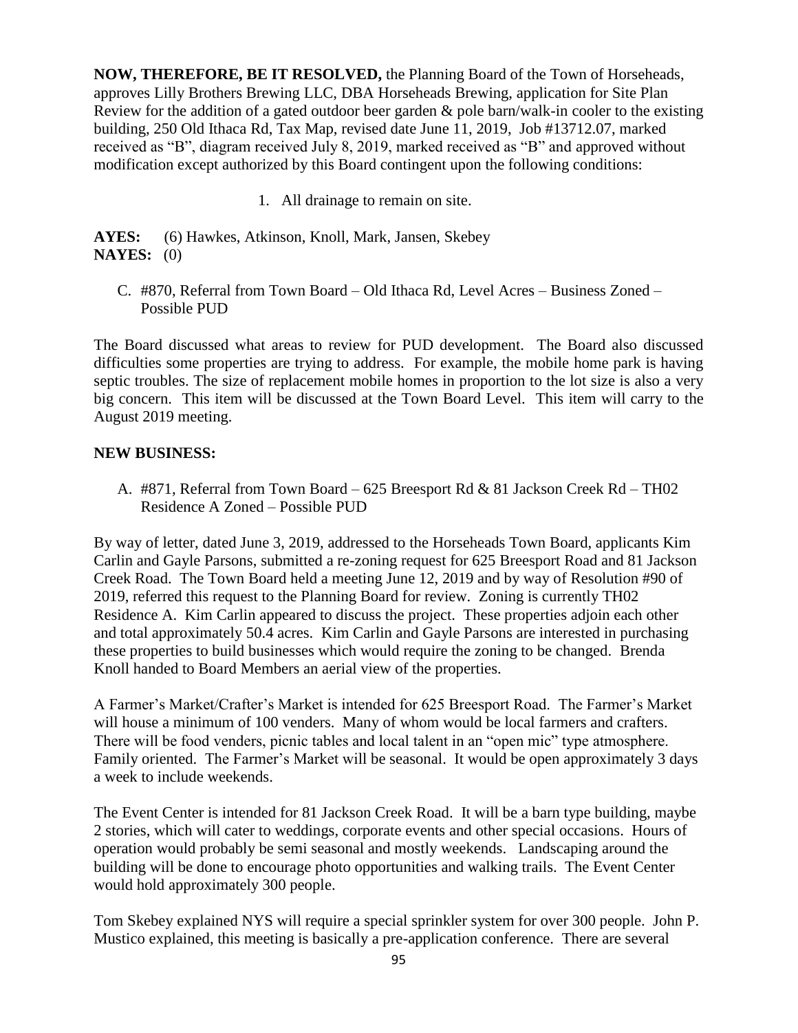**NOW, THEREFORE, BE IT RESOLVED,** the Planning Board of the Town of Horseheads, approves Lilly Brothers Brewing LLC, DBA Horseheads Brewing, application for Site Plan Review for the addition of a gated outdoor beer garden & pole barn/walk-in cooler to the existing building, 250 Old Ithaca Rd, Tax Map, revised date June 11, 2019, Job #13712.07, marked received as "B", diagram received July 8, 2019, marked received as "B" and approved without modification except authorized by this Board contingent upon the following conditions:

1. All drainage to remain on site.

**AYES:** (6) Hawkes, Atkinson, Knoll, Mark, Jansen, Skebey
**NAYES:** (0)

C. #870, Referral from Town Board – Old Ithaca Rd, Level Acres – Business Zoned – Possible PUD

The Board discussed what areas to review for PUD development. The Board also discussed difficulties some properties are trying to address. For example, the mobile home park is having septic troubles. The size of replacement mobile homes in proportion to the lot size is also a very big concern. This item will be discussed at the Town Board Level. This item will carry to the August 2019 meeting.

**NEW BUSINESS:**

A. #871, Referral from Town Board – 625 Breesport Rd & 81 Jackson Creek Rd – TH02 Residence A Zoned – Possible PUD

By way of letter, dated June 3, 2019, addressed to the Horseheads Town Board, applicants Kim Carlin and Gayle Parsons, submitted a re-zoning request for 625 Breesport Road and 81 Jackson Creek Road. The Town Board held a meeting June 12, 2019 and by way of Resolution #90 of 2019, referred this request to the Planning Board for review. Zoning is currently TH02 Residence A. Kim Carlin appeared to discuss the project. These properties adjoin each other and total approximately 50.4 acres. Kim Carlin and Gayle Parsons are interested in purchasing these properties to build businesses which would require the zoning to be changed. Brenda Knoll handed to Board Members an aerial view of the properties.

A Farmer's Market/Crafter's Market is intended for 625 Breesport Road. The Farmer's Market will house a minimum of 100 venders. Many of whom would be local farmers and crafters. There will be food venders, picnic tables and local talent in an "open mic" type atmosphere. Family oriented. The Farmer's Market will be seasonal. It would be open approximately 3 days a week to include weekends.

The Event Center is intended for 81 Jackson Creek Road. It will be a barn type building, maybe 2 stories, which will cater to weddings, corporate events and other special occasions. Hours of operation would probably be semi seasonal and mostly weekends. Landscaping around the building will be done to encourage photo opportunities and walking trails. The Event Center would hold approximately 300 people.

Tom Skebey explained NYS will require a special sprinkler system for over 300 people. John P. Mustico explained, this meeting is basically a pre-application conference. There are several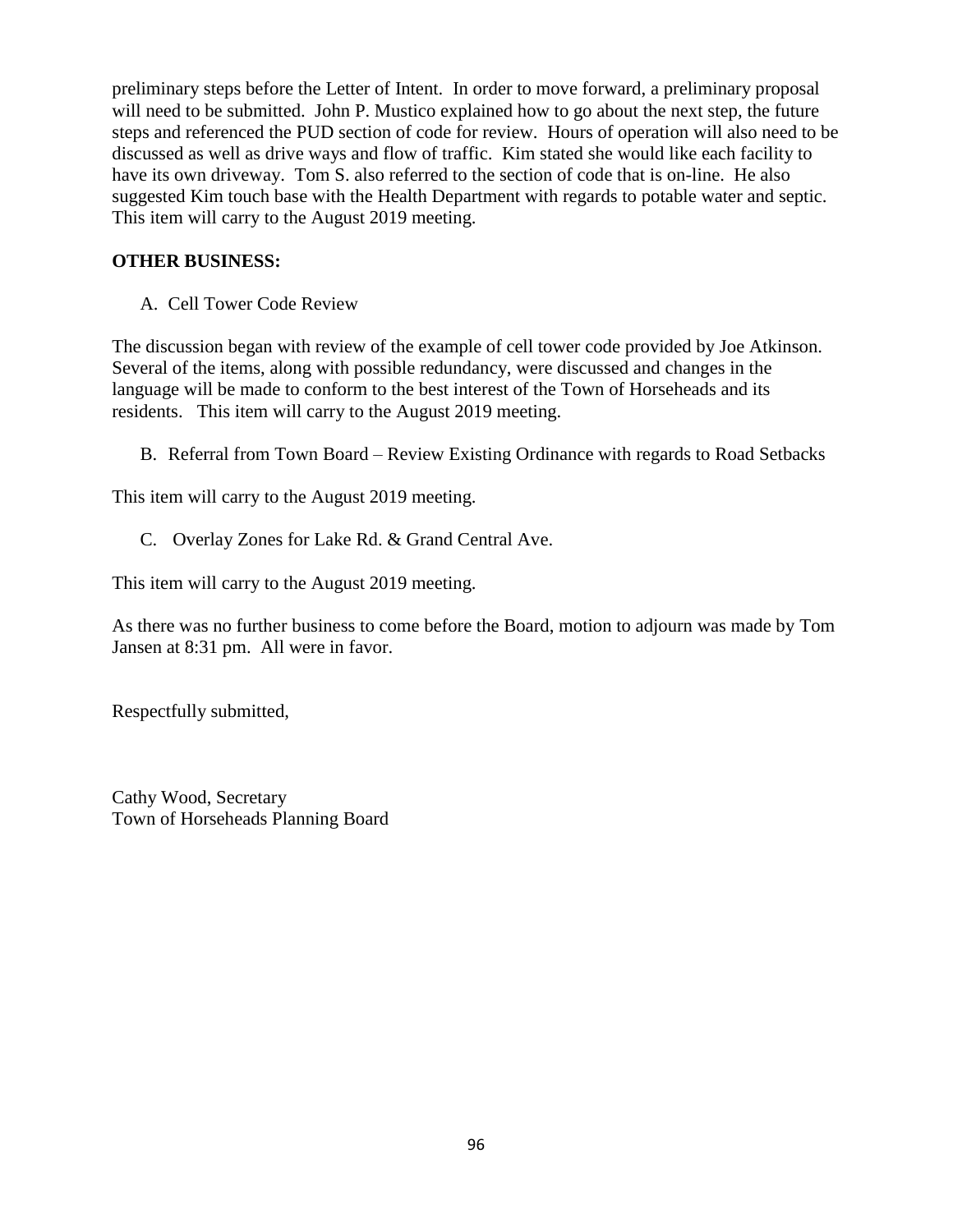preliminary steps before the Letter of Intent. In order to move forward, a preliminary proposal will need to be submitted. John P. Mustico explained how to go about the next step, the future steps and referenced the PUD section of code for review. Hours of operation will also need to be discussed as well as drive ways and flow of traffic. Kim stated she would like each facility to have its own driveway. Tom S. also referred to the section of code that is on-line. He also suggested Kim touch base with the Health Department with regards to potable water and septic. This item will carry to the August 2019 meeting.

**OTHER BUSINESS:**

A. Cell Tower Code Review

The discussion began with review of the example of cell tower code provided by Joe Atkinson. Several of the items, along with possible redundancy, were discussed and changes in the language will be made to conform to the best interest of the Town of Horseheads and its residents. This item will carry to the August 2019 meeting.

B. Referral from Town Board – Review Existing Ordinance with regards to Road Setbacks

This item will carry to the August 2019 meeting.

C. Overlay Zones for Lake Rd. & Grand Central Ave.

This item will carry to the August 2019 meeting.

As there was no further business to come before the Board, motion to adjourn was made by Tom Jansen at 8:31 pm. All were in favor.

Respectfully submitted,

Cathy Wood, Secretary
Town of Horseheads Planning Board